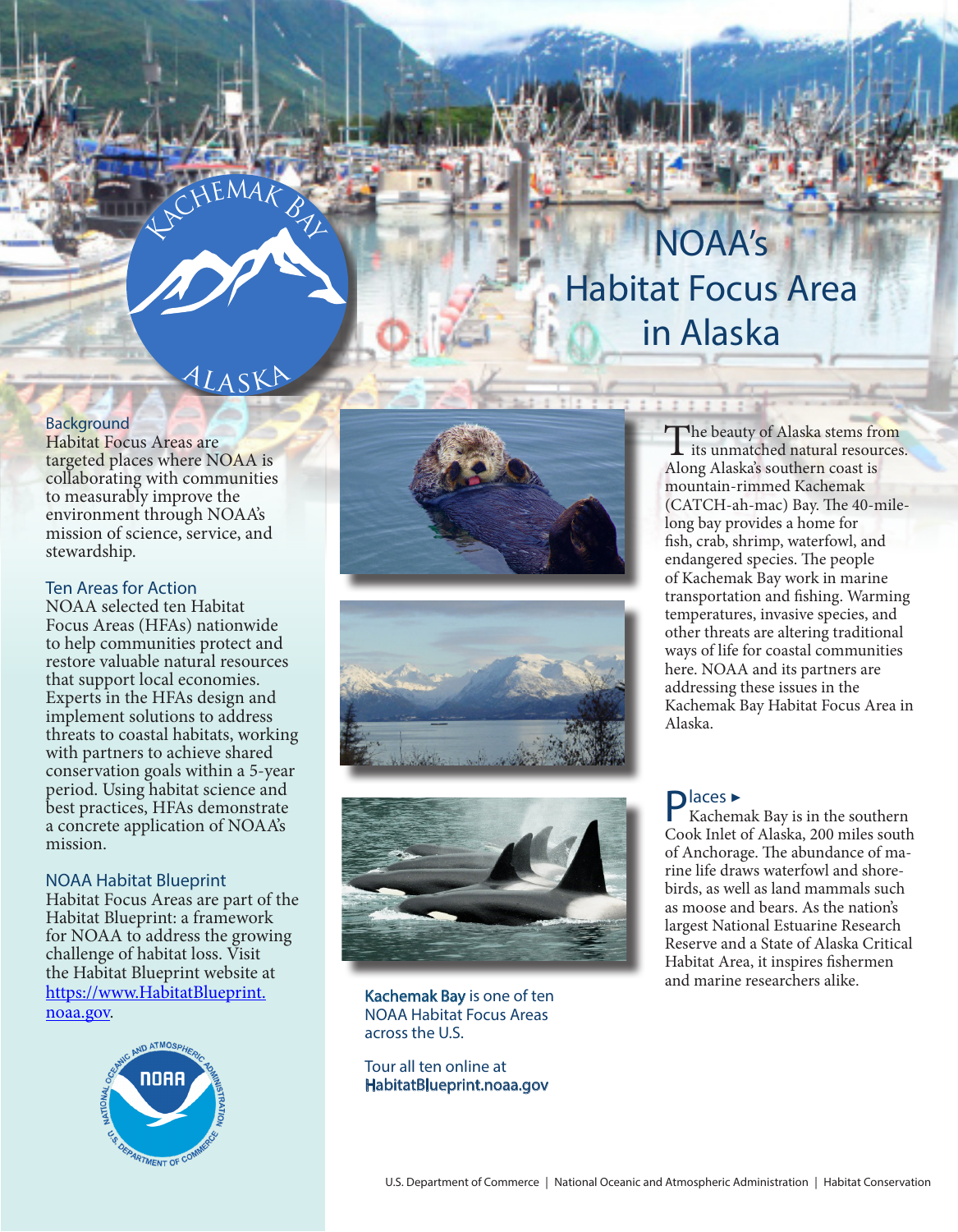# NOAA's Habitat Focus Area in Alaska

KACHEMAK BAY ALASKA

## Background

Habitat Focus Areas are targeted places where NOAA is collaborating with communities to measurably improve the environment through NOAA's mission of science, service, and stewardship.

## Ten Areas for Action

NOAA selected ten Habitat Focus Areas (HFAs) nationwide to help communities protect and restore valuable natural resources that support local economies. Experts in the HFAs design and implement solutions to address threats to coastal habitats, working with partners to achieve shared conservation goals within a 5-year period. Using habitat science and best practices, HFAs demonstrate a concrete application of NOAA's mission.

## NOAA Habitat Blueprint

Habitat Focus Areas are part of the Habitat Blueprint: a framework for NOAA to address the growing challenge of habitat loss. Visit the Habitat Blueprint website at https://www.HabitatBlueprint.noaa.gov.

**Kachemak Bay** is one of ten NOAA Habitat Focus Areas across the U.S.

Tour all ten online at **HabitatBlueprint.noaa.gov**

The beauty of Alaska stems from its unmatched natural resources. Along Alaska's southern coast is mountain-rimmed Kachemak (CATCH-ah-mac) Bay. The 40-mile-long bay provides a home for fish, crab, shrimp, waterfowl, and endangered species. The people of Kachemak Bay work in marine transportation and fishing. Warming temperatures, invasive species, and other threats are altering traditional ways of life for coastal communities here. NOAA and its partners are addressing these issues in the Kachemak Bay Habitat Focus Area in Alaska.

## Places ▸

Kachemak Bay is in the southern Cook Inlet of Alaska, 200 miles south of Anchorage. The abundance of marine life draws waterfowl and shorebirds, as well as land mammals such as moose and bears. As the nation's largest National Estuarine Research Reserve and a State of Alaska Critical Habitat Area, it inspires fishermen and marine researchers alike.

U.S. Department of Commerce | National Oceanic and Atmospheric Administration | Habitat Conservation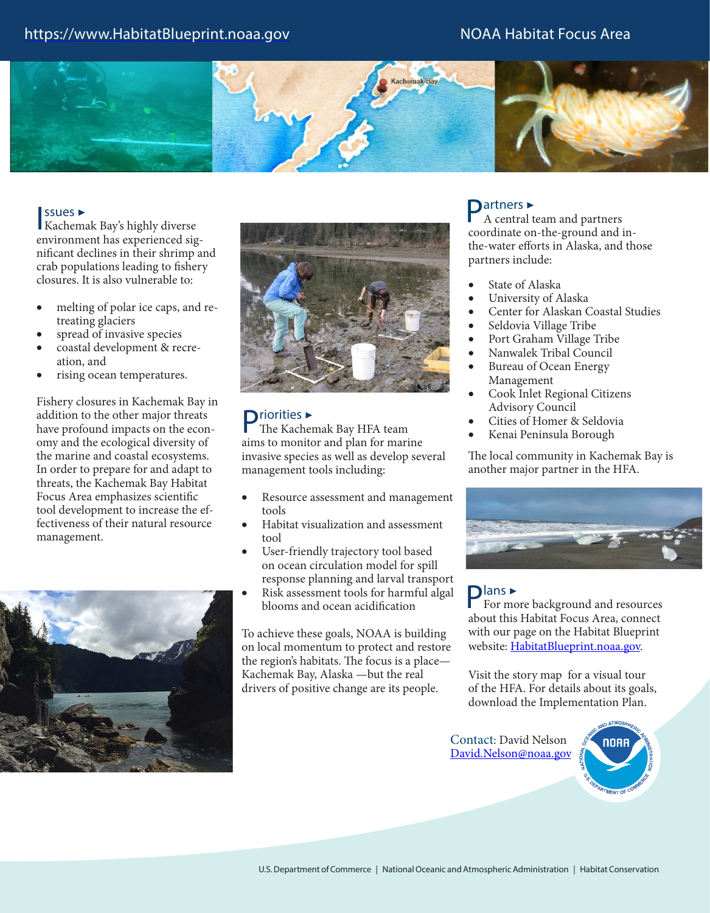https://www.HabitatBlueprint.noaa.gov

NOAA Habitat Focus Area

Kachemak Bay

## Issues ►

Kachemak Bay's highly diverse environment has experienced significant declines in their shrimp and crab populations leading to fishery closures. It is also vulnerable to:

- melting of polar ice caps, and retreating glaciers
- spread of invasive species
- coastal development & recreation, and
- rising ocean temperatures.

Fishery closures in Kachemak Bay in addition to the other major threats have profound impacts on the economy and the ecological diversity of the marine and coastal ecosystems. In order to prepare for and adapt to threats, the Kachemak Bay Habitat Focus Area emphasizes scientific tool development to increase the effectiveness of their natural resource management.

## Priorities ►

The Kachemak Bay HFA team aims to monitor and plan for marine invasive species as well as develop several management tools including:

- Resource assessment and management tools
- Habitat visualization and assessment tool
- User-friendly trajectory tool based on ocean circulation model for spill response planning and larval transport
- Risk assessment tools for harmful algal blooms and ocean acidification

To achieve these goals, NOAA is building on local momentum to protect and restore the region's habitats. The focus is a place—Kachemak Bay, Alaska —but the real drivers of positive change are its people.

## Partners ►

A central team and partners coordinate on-the-ground and in-the-water efforts in Alaska, and those partners include:

- State of Alaska
- University of Alaska
- Center for Alaskan Coastal Studies
- Seldovia Village Tribe
- Port Graham Village Tribe
- Nanwalek Tribal Council
- Bureau of Ocean Energy Management
- Cook Inlet Regional Citizens Advisory Council
- Cities of Homer & Seldovia
- Kenai Peninsula Borough

The local community in Kachemak Bay is another major partner in the HFA.

## Plans ►

For more background and resources about this Habitat Focus Area, connect with our page on the Habitat Blueprint website: HabitatBlueprint.noaa.gov.

Visit the story map for a visual tour of the HFA. For details about its goals, download the Implementation Plan.

Contact: David Nelson
David.Nelson@noaa.gov

U.S. Department of Commerce | National Oceanic and Atmospheric Administration | Habitat Conservation